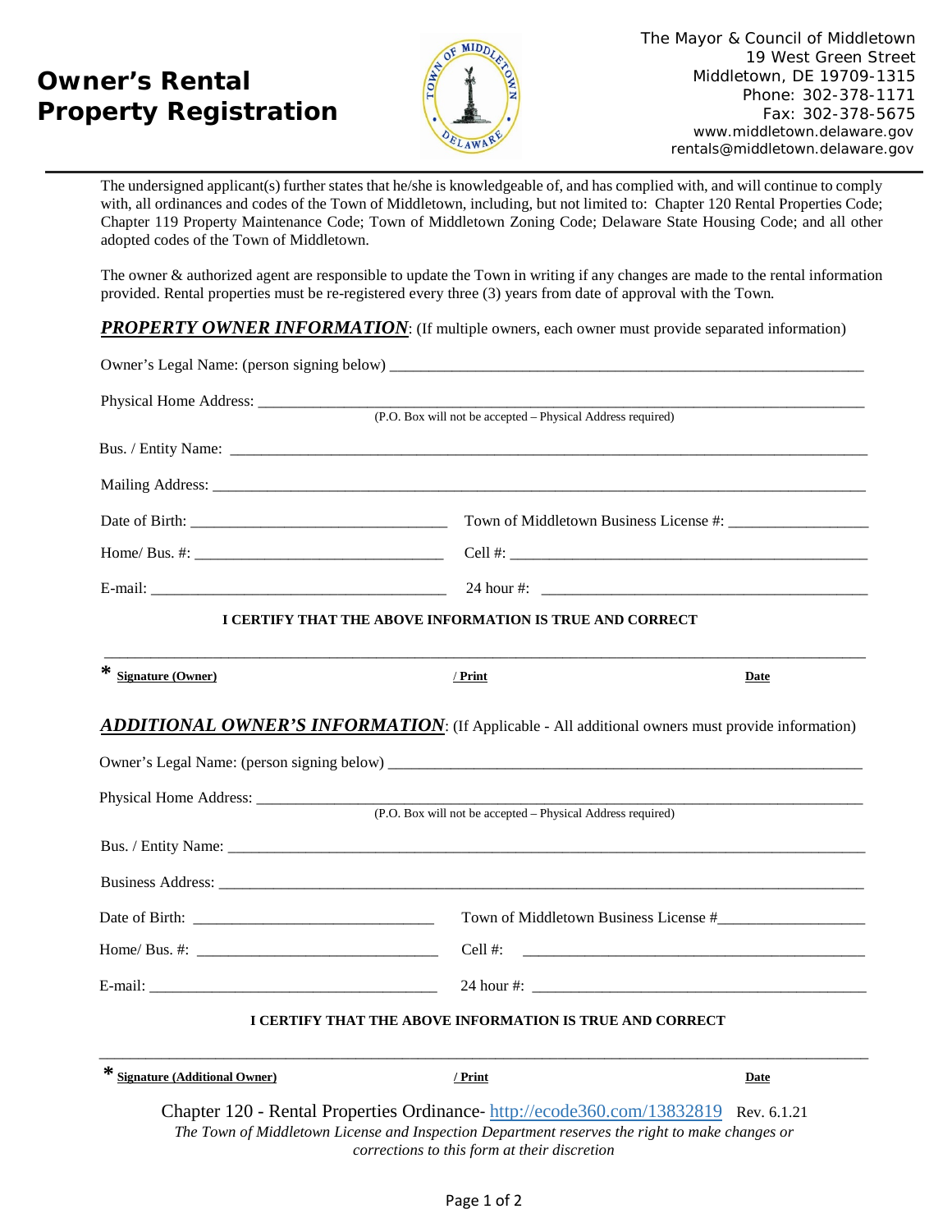# Owner's Rental Property Registration

The Mayor & Council of Middletown
19 West Green Street
Middletown, DE 19709-1315
Phone: 302-378-1171
Fax: 302-378-5675
www.middletown.delaware.gov
rentals@middletown.delaware.gov

The undersigned applicant(s) further states that he/she is knowledgeable of, and has complied with, and will continue to comply with, all ordinances and codes of the Town of Middletown, including, but not limited to: Chapter 120 Rental Properties Code; Chapter 119 Property Maintenance Code; Town of Middletown Zoning Code; Delaware State Housing Code; and all other adopted codes of the Town of Middletown.

The owner & authorized agent are responsible to update the Town in writing if any changes are made to the rental information provided. Rental properties must be re-registered every three (3) years from date of approval with the Town.

***PROPERTY OWNER INFORMATION***: (If multiple owners, each owner must provide separated information)

Owner's Legal Name: (person signing below) ______________________________

Physical Home Address: ______________________________
(P.O. Box will not be accepted – Physical Address required)

Bus. / Entity Name: ______________________________

Mailing Address: ______________________________

Date of Birth: ________________ Town of Middletown Business License #: ________________

Home/ Bus. #: ________________ Cell #: ________________

E-mail: ________________ 24 hour #: ________________

**I CERTIFY THAT THE ABOVE INFORMATION IS TRUE AND CORRECT**

______________________________________________________________

\* **Signature (Owner)** **/ Print** **Date**

***ADDITIONAL OWNER'S INFORMATION***: (If Applicable - All additional owners must provide information)

Owner's Legal Name: (person signing below) ______________________________

Physical Home Address: ______________________________
(P.O. Box will not be accepted – Physical Address required)

Bus. / Entity Name: ______________________________

Business Address: ______________________________

Date of Birth: ________________ Town of Middletown Business License #________________

Home/ Bus. #: ________________ Cell #: ________________

E-mail: ________________ 24 hour #: ________________

**I CERTIFY THAT THE ABOVE INFORMATION IS TRUE AND CORRECT**

______________________________________________________________

\* **Signature (Additional Owner)** **/ Print** **Date**

Chapter 120 - Rental Properties Ordinance- http://ecode360.com/13832819 Rev. 6.1.21

*The Town of Middletown License and Inspection Department reserves the right to make changes or corrections to this form at their discretion*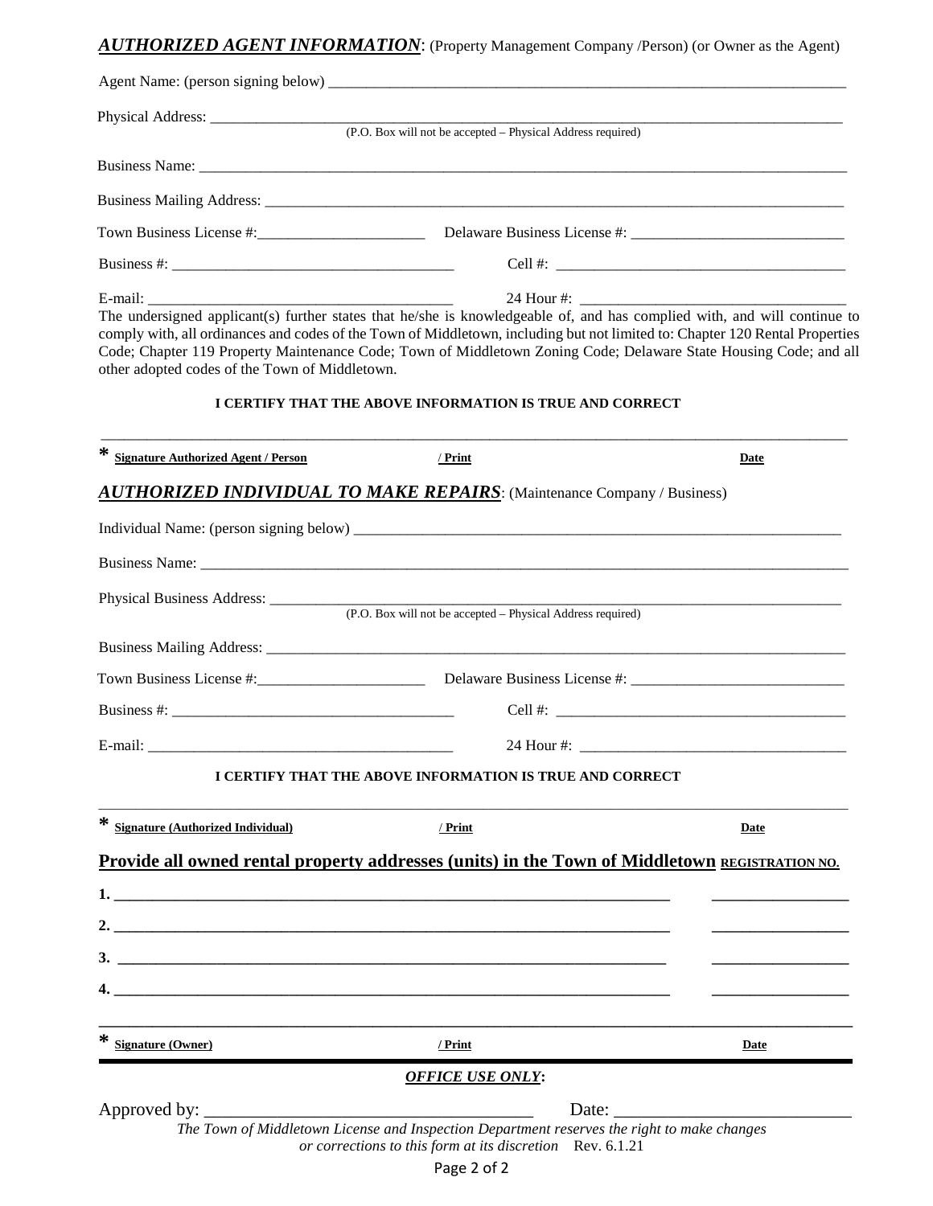***AUTHORIZED AGENT INFORMATION***: (Property Management Company /Person) (or Owner as the Agent)

Agent Name: (person signing below) ___________________________________________________________________

Physical Address: ______________________________________________________________________________
(P.O. Box will not be accepted – Physical Address required)

Business Name: ________________________________________________________________________________

Business Mailing Address: ________________________________________________________________________

Town Business License #:______________________ Delaware Business License #: ___________________________

Business #: ____________________________________ Cell #: ______________________________________

E-mail: _______________________________________ 24 Hour #: ___________________________________

The undersigned applicant(s) further states that he/she is knowledgeable of, and has complied with, and will continue to comply with, all ordinances and codes of the Town of Middletown, including but not limited to: Chapter 120 Rental Properties Code; Chapter 119 Property Maintenance Code; Town of Middletown Zoning Code; Delaware State Housing Code; and all other adopted codes of the Town of Middletown.

**I CERTIFY THAT THE ABOVE INFORMATION IS TRUE AND CORRECT**

_____________________________________________________________________________________________

\* **Signature Authorized Agent / Person** **/ Print** **Date**

***AUTHORIZED INDIVIDUAL TO MAKE REPAIRS***: (Maintenance Company / Business)

Individual Name: (person signing below) _________________________________________________________________

Business Name: ________________________________________________________________________________

Physical Business Address: _______________________________________________________________________
(P.O. Box will not be accepted – Physical Address required)

Business Mailing Address: ________________________________________________________________________

Town Business License #:______________________ Delaware Business License #: ___________________________

Business #: ____________________________________ Cell #: ______________________________________

E-mail: _______________________________________ 24 Hour #: ___________________________________

**I CERTIFY THAT THE ABOVE INFORMATION IS TRUE AND CORRECT**

_____________________________________________________________________________________________

\* **Signature (Authorized Individual)** **/ Print** **Date**

**Provide all owned rental property addresses (units) in the Town of Middletown** **REGISTRATION NO.**

**1.** ________________________________________________________________________ _________________

**2.** ________________________________________________________________________ _________________

**3.** ________________________________________________________________________ _________________

**4.** ________________________________________________________________________ _________________

_____________________________________________________________________________________________

\* **Signature (Owner)** **/ Print** **Date**

***OFFICE USE ONLY*:**

Approved by: ______________________________________ Date: ___________________________

*The Town of Middletown License and Inspection Department reserves the right to make changes or corrections to this form at its discretion* Rev. 6.1.21